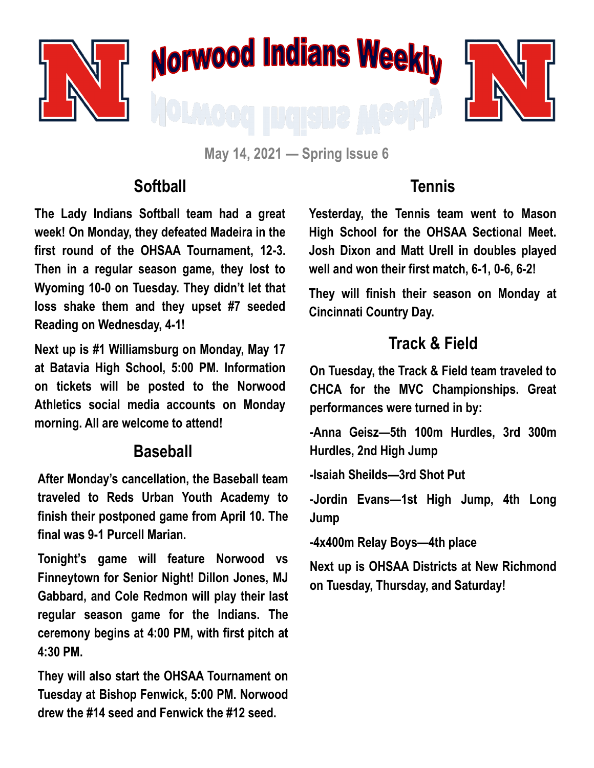# Norwood Indians Weekly

May 14, 2021 — Spring Issue 6

## Softball

The Lady Indians Softball team had a great week! On Monday, they defeated Madeira in the first round of the OHSAA Tournament, 12-3. Then in a regular season game, they lost to Wyoming 10-0 on Tuesday. They didn't let that loss shake them and they upset #7 seeded Reading on Wednesday, 4-1!

Next up is #1 Williamsburg on Monday, May 17 at Batavia High School, 5:00 PM. Information on tickets will be posted to the Norwood Athletics social media accounts on Monday morning. All are welcome to attend!

## Baseball

After Monday's cancellation, the Baseball team traveled to Reds Urban Youth Academy to finish their postponed game from April 10. The final was 9-1 Purcell Marian.

Tonight's game will feature Norwood vs Finneytown for Senior Night! Dillon Jones, MJ Gabbard, and Cole Redmon will play their last regular season game for the Indians. The ceremony begins at 4:00 PM, with first pitch at 4:30 PM.

They will also start the OHSAA Tournament on Tuesday at Bishop Fenwick, 5:00 PM. Norwood drew the #14 seed and Fenwick the #12 seed.

## Tennis

Yesterday, the Tennis team went to Mason High School for the OHSAA Sectional Meet. Josh Dixon and Matt Urell in doubles played well and won their first match, 6-1, 0-6, 6-2!

They will finish their season on Monday at Cincinnati Country Day.

## Track & Field

On Tuesday, the Track & Field team traveled to CHCA for the MVC Championships. Great performances were turned in by:

-Anna Geisz—5th 100m Hurdles, 3rd 300m Hurdles, 2nd High Jump

-Isaiah Sheilds—3rd Shot Put

-Jordin Evans—1st High Jump, 4th Long Jump

-4x400m Relay Boys—4th place

Next up is OHSAA Districts at New Richmond on Tuesday, Thursday, and Saturday!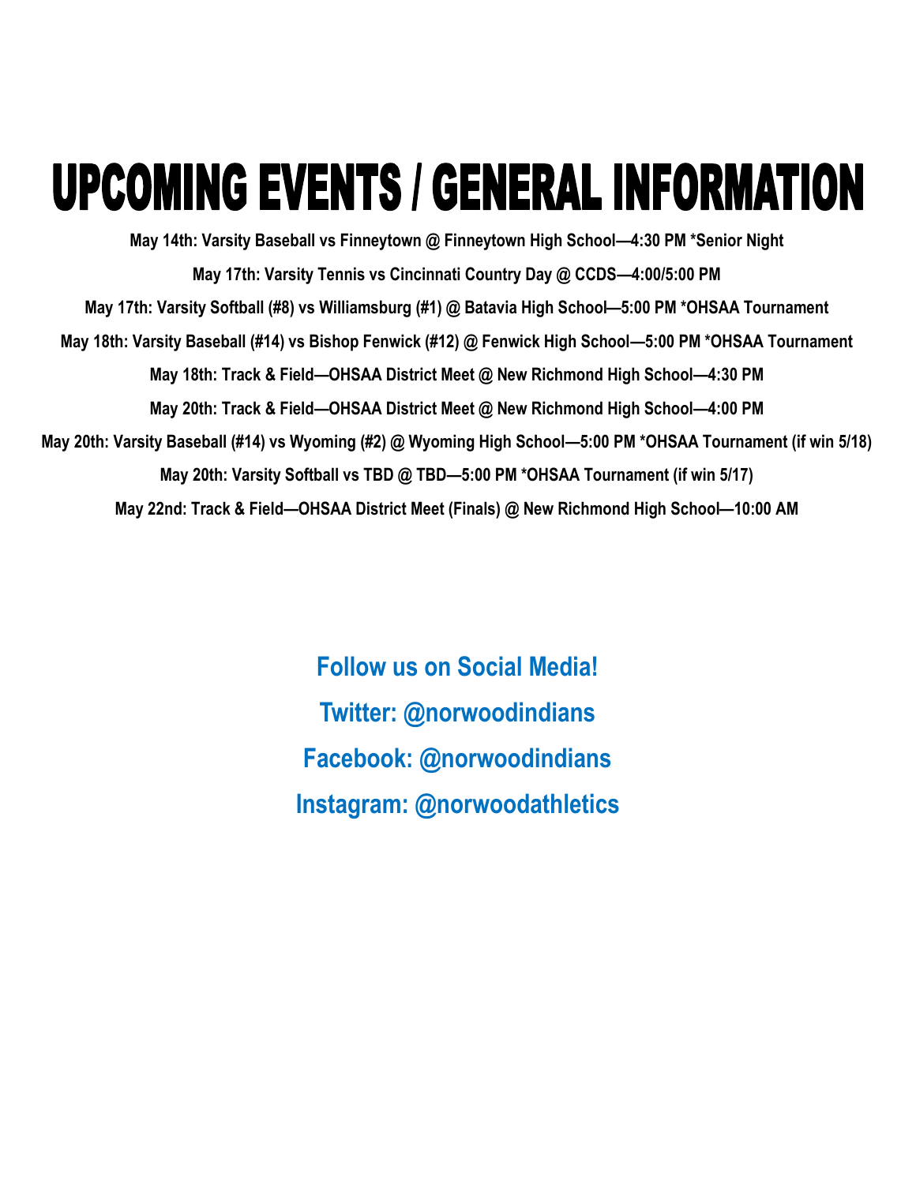# UPCOMING EVENTS / GENERAL INFORMATION

**May 14th: Varsity Baseball vs Finneytown @ Finneytown High School—4:30 PM *Senior Night**

**May 17th: Varsity Tennis vs Cincinnati Country Day @ CCDS—4:00/5:00 PM**

**May 17th: Varsity Softball (#8) vs Williamsburg (#1) @ Batavia High School—5:00 PM *OHSAA Tournament**

**May 18th: Varsity Baseball (#14) vs Bishop Fenwick (#12) @ Fenwick High School—5:00 PM *OHSAA Tournament**

**May 18th: Track & Field—OHSAA District Meet @ New Richmond High School—4:30 PM**

**May 20th: Track & Field—OHSAA District Meet @ New Richmond High School—4:00 PM**

**May 20th: Varsity Baseball (#14) vs Wyoming (#2) @ Wyoming High School—5:00 PM *OHSAA Tournament (if win 5/18)**

**May 20th: Varsity Softball vs TBD @ TBD—5:00 PM *OHSAA Tournament (if win 5/17)**

**May 22nd: Track & Field—OHSAA District Meet (Finals) @ New Richmond High School—10:00 AM**

**Follow us on Social Media!**

**Twitter: @norwoodindians**

**Facebook: @norwoodindians**

**Instagram: @norwoodathletics**